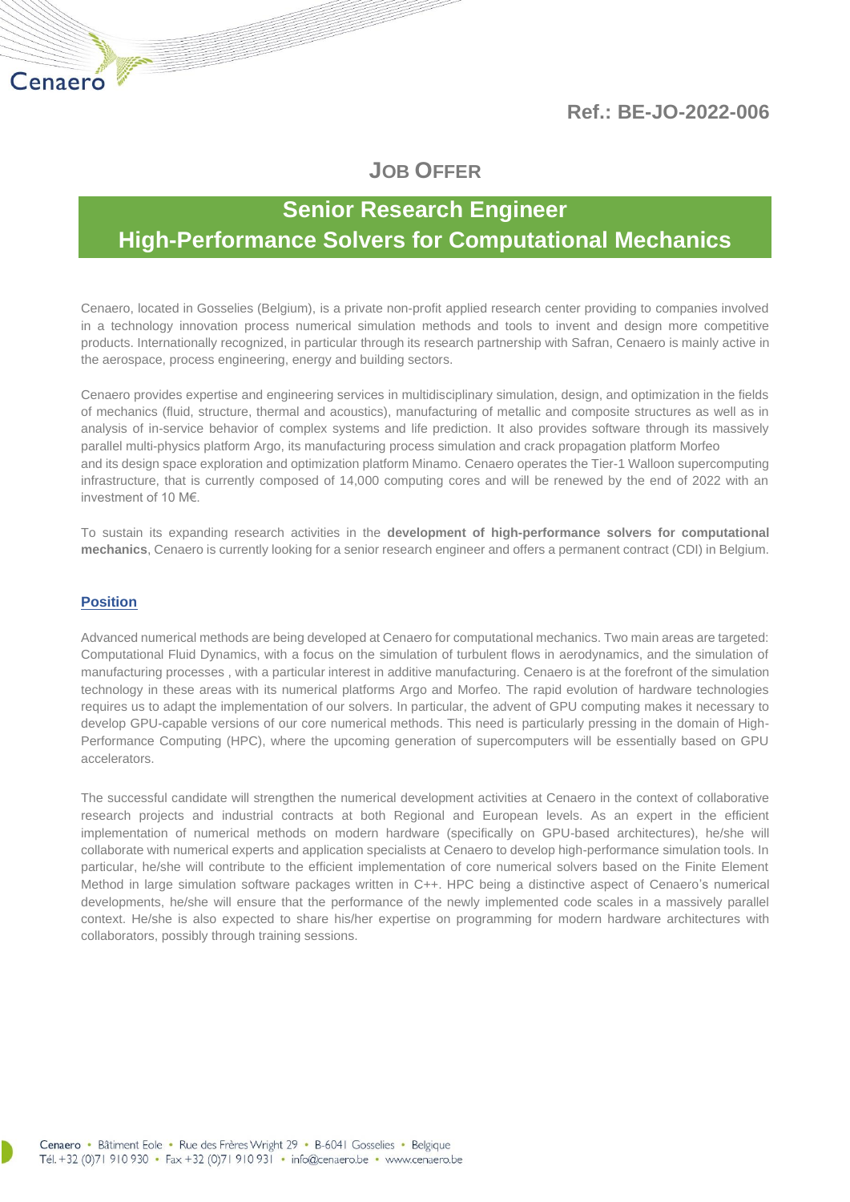Ref.: BE-JO-2022-006

# JOB OFFER

## Senior Research Engineer
## High-Performance Solvers for Computational Mechanics

Cenaero, located in Gosselies (Belgium), is a private non-profit applied research center providing to companies involved in a technology innovation process numerical simulation methods and tools to invent and design more competitive products. Internationally recognized, in particular through its research partnership with Safran, Cenaero is mainly active in the aerospace, process engineering, energy and building sectors.

Cenaero provides expertise and engineering services in multidisciplinary simulation, design, and optimization in the fields of mechanics (fluid, structure, thermal and acoustics), manufacturing of metallic and composite structures as well as in analysis of in-service behavior of complex systems and life prediction. It also provides software through its massively parallel multi-physics platform Argo, its manufacturing process simulation and crack propagation platform Morfeo and its design space exploration and optimization platform Minamo. Cenaero operates the Tier-1 Walloon supercomputing infrastructure, that is currently composed of 14,000 computing cores and will be renewed by the end of 2022 with an investment of 10 M€.

To sustain its expanding research activities in the **development of high-performance solvers for computational mechanics**, Cenaero is currently looking for a senior research engineer and offers a permanent contract (CDI) in Belgium.

### Position

Advanced numerical methods are being developed at Cenaero for computational mechanics. Two main areas are targeted: Computational Fluid Dynamics, with a focus on the simulation of turbulent flows in aerodynamics, and the simulation of manufacturing processes , with a particular interest in additive manufacturing. Cenaero is at the forefront of the simulation technology in these areas with its numerical platforms Argo and Morfeo. The rapid evolution of hardware technologies requires us to adapt the implementation of our solvers. In particular, the advent of GPU computing makes it necessary to develop GPU-capable versions of our core numerical methods. This need is particularly pressing in the domain of High-Performance Computing (HPC), where the upcoming generation of supercomputers will be essentially based on GPU accelerators.

The successful candidate will strengthen the numerical development activities at Cenaero in the context of collaborative research projects and industrial contracts at both Regional and European levels. As an expert in the efficient implementation of numerical methods on modern hardware (specifically on GPU-based architectures), he/she will collaborate with numerical experts and application specialists at Cenaero to develop high-performance simulation tools. In particular, he/she will contribute to the efficient implementation of core numerical solvers based on the Finite Element Method in large simulation software packages written in C++. HPC being a distinctive aspect of Cenaero's numerical developments, he/she will ensure that the performance of the newly implemented code scales in a massively parallel context. He/she is also expected to share his/her expertise on programming for modern hardware architectures with collaborators, possibly through training sessions.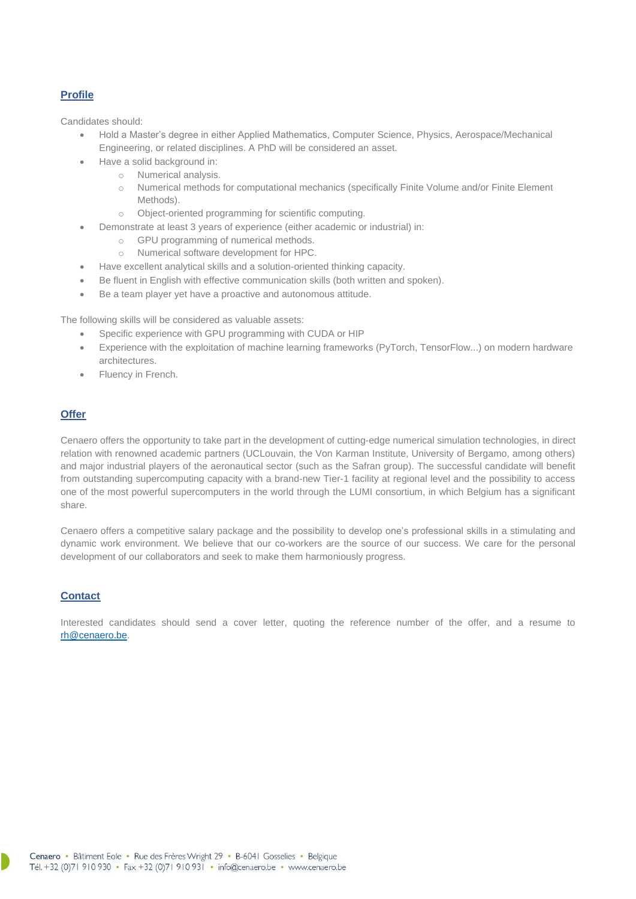## Profile

Candidates should:

- Hold a Master's degree in either Applied Mathematics, Computer Science, Physics, Aerospace/Mechanical Engineering, or related disciplines. A PhD will be considered an asset.
- Have a solid background in:
  - Numerical analysis.
  - Numerical methods for computational mechanics (specifically Finite Volume and/or Finite Element Methods).
  - Object-oriented programming for scientific computing.
- Demonstrate at least 3 years of experience (either academic or industrial) in:
  - GPU programming of numerical methods.
  - Numerical software development for HPC.
- Have excellent analytical skills and a solution-oriented thinking capacity.
- Be fluent in English with effective communication skills (both written and spoken).
- Be a team player yet have a proactive and autonomous attitude.

The following skills will be considered as valuable assets:

- Specific experience with GPU programming with CUDA or HIP
- Experience with the exploitation of machine learning frameworks (PyTorch, TensorFlow...) on modern hardware architectures.
- Fluency in French.

## Offer

Cenaero offers the opportunity to take part in the development of cutting-edge numerical simulation technologies, in direct relation with renowned academic partners (UCLouvain, the Von Karman Institute, University of Bergamo, among others) and major industrial players of the aeronautical sector (such as the Safran group). The successful candidate will benefit from outstanding supercomputing capacity with a brand-new Tier-1 facility at regional level and the possibility to access one of the most powerful supercomputers in the world through the LUMI consortium, in which Belgium has a significant share.

Cenaero offers a competitive salary package and the possibility to develop one's professional skills in a stimulating and dynamic work environment. We believe that our co-workers are the source of our success. We care for the personal development of our collaborators and seek to make them harmoniously progress.

## Contact

Interested candidates should send a cover letter, quoting the reference number of the offer, and a resume to rh@cenaero.be.